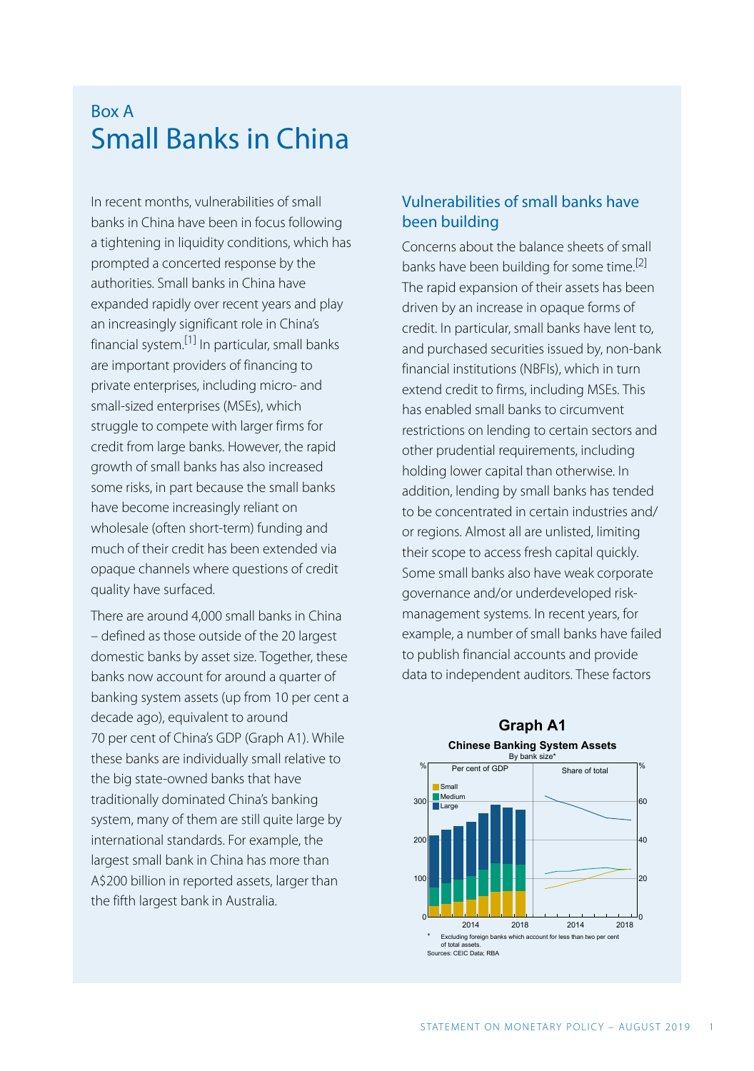## Box A

# Small Banks in China

In recent months, vulnerabilities of small banks in China have been in focus following a tightening in liquidity conditions, which has prompted a concerted response by the authorities. Small banks in China have expanded rapidly over recent years and play an increasingly significant role in China's financial system.[1] In particular, small banks are important providers of financing to private enterprises, including micro- and small-sized enterprises (MSEs), which struggle to compete with larger firms for credit from large banks. However, the rapid growth of small banks has also increased some risks, in part because the small banks have become increasingly reliant on wholesale (often short-term) funding and much of their credit has been extended via opaque channels where questions of credit quality have surfaced.

There are around 4,000 small banks in China – defined as those outside of the 20 largest domestic banks by asset size. Together, these banks now account for around a quarter of banking system assets (up from 10 per cent a decade ago), equivalent to around 70 per cent of China's GDP (Graph A1). While these banks are individually small relative to the big state-owned banks that have traditionally dominated China's banking system, many of them are still quite large by international standards. For example, the largest small bank in China has more than A$200 billion in reported assets, larger than the fifth largest bank in Australia.

### Vulnerabilities of small banks have been building

Concerns about the balance sheets of small banks have been building for some time.[2] The rapid expansion of their assets has been driven by an increase in opaque forms of credit. In particular, small banks have lent to, and purchased securities issued by, non-bank financial institutions (NBFIs), which in turn extend credit to firms, including MSEs. This has enabled small banks to circumvent restrictions on lending to certain sectors and other prudential requirements, including holding lower capital than otherwise. In addition, lending by small banks has tended to be concentrated in certain industries and/or regions. Almost all are unlisted, limiting their scope to access fresh capital quickly. Some small banks also have weak corporate governance and/or underdeveloped risk-management systems. In recent years, for example, a number of small banks have failed to publish financial accounts and provide data to independent auditors. These factors

**Graph A1**

**Chinese Banking System Assets**

By bank size*

\* Excluding foreign banks which account for less than two per cent of total assets.

Sources: CEIC Data; RBA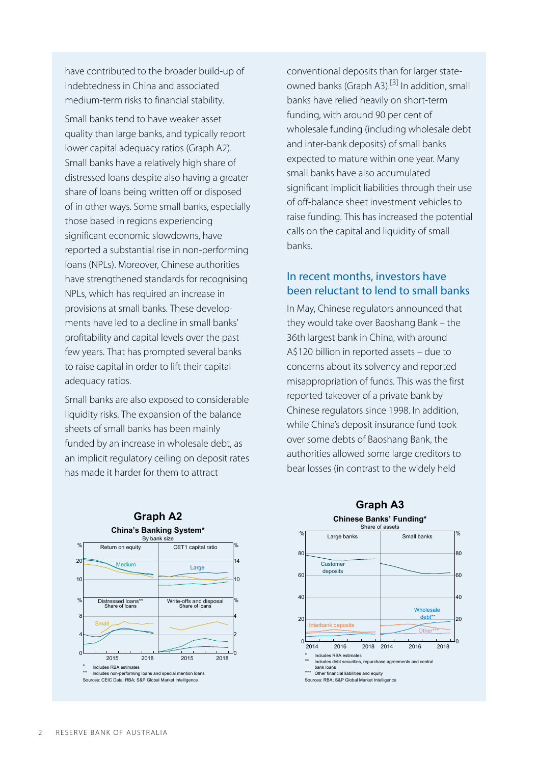have contributed to the broader build-up of indebtedness in China and associated medium-term risks to financial stability.

Small banks tend to have weaker asset quality than large banks, and typically report lower capital adequacy ratios (Graph A2). Small banks have a relatively high share of distressed loans despite also having a greater share of loans being written off or disposed of in other ways. Some small banks, especially those based in regions experiencing significant economic slowdowns, have reported a substantial rise in non-performing loans (NPLs). Moreover, Chinese authorities have strengthened standards for recognising NPLs, which has required an increase in provisions at small banks. These developments have led to a decline in small banks' profitability and capital levels over the past few years. That has prompted several banks to raise capital in order to lift their capital adequacy ratios.

Small banks are also exposed to considerable liquidity risks. The expansion of the balance sheets of small banks has been mainly funded by an increase in wholesale debt, as an implicit regulatory ceiling on deposit rates has made it harder for them to attract conventional deposits than for larger state-owned banks (Graph A3).[3] In addition, small banks have relied heavily on short-term funding, with around 90 per cent of wholesale funding (including wholesale debt and inter-bank deposits) of small banks expected to mature within one year. Many small banks have also accumulated significant implicit liabilities through their use of off-balance sheet investment vehicles to raise funding. This has increased the potential calls on the capital and liquidity of small banks.

## In recent months, investors have been reluctant to lend to small banks

In May, Chinese regulators announced that they would take over Baoshang Bank – the 36th largest bank in China, with around A$120 billion in reported assets – due to concerns about its solvency and reported misappropriation of funds. This was the first reported takeover of a private bank by Chinese regulators since 1998. In addition, while China's deposit insurance fund took over some debts of Baoshang Bank, the authorities allowed some large creditors to bear losses (in contrast to the widely held

**Graph A2**

**China's Banking System***

By bank size

\* Includes RBA estimates

\*\* Includes non-performing loans and special mention loans

Sources: CEIC Data; RBA; S&P Global Market Intelligence

**Graph A3**

**Chinese Banks' Funding***

Share of assets

\* Includes RBA estimates

\*\* Includes debt securities, repurchase agreements and central bank loans

\*\*\* Other financial liabilities and equity

Sources: RBA; S&P Global Market Intelligence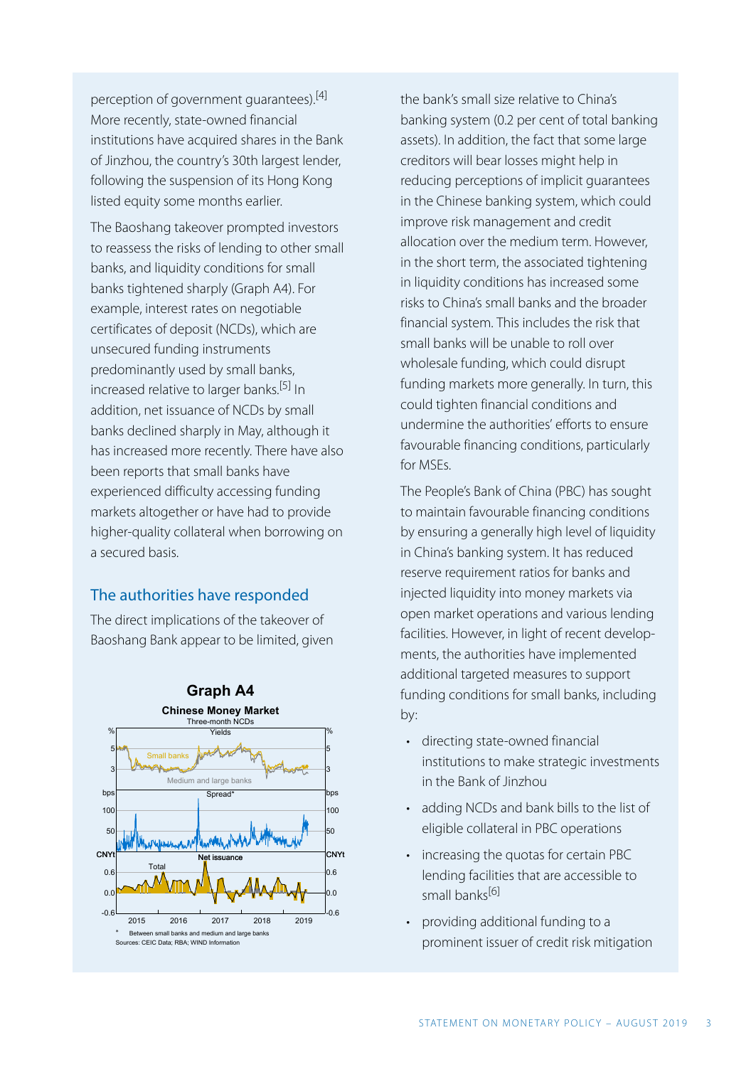perception of government guarantees).[4] More recently, state-owned financial institutions have acquired shares in the Bank of Jinzhou, the country's 30th largest lender, following the suspension of its Hong Kong listed equity some months earlier.

The Baoshang takeover prompted investors to reassess the risks of lending to other small banks, and liquidity conditions for small banks tightened sharply (Graph A4). For example, interest rates on negotiable certificates of deposit (NCDs), which are unsecured funding instruments predominantly used by small banks, increased relative to larger banks.[5] In addition, net issuance of NCDs by small banks declined sharply in May, although it has increased more recently. There have also been reports that small banks have experienced difficulty accessing funding markets altogether or have had to provide higher-quality collateral when borrowing on a secured basis.

## The authorities have responded

The direct implications of the takeover of Baoshang Bank appear to be limited, given the bank's small size relative to China's banking system (0.2 per cent of total banking assets). In addition, the fact that some large creditors will bear losses might help in reducing perceptions of implicit guarantees in the Chinese banking system, which could improve risk management and credit allocation over the medium term. However, in the short term, the associated tightening in liquidity conditions has increased some risks to China's small banks and the broader financial system. This includes the risk that small banks will be unable to roll over wholesale funding, which could disrupt funding markets more generally. In turn, this could tighten financial conditions and undermine the authorities' efforts to ensure favourable financing conditions, particularly for MSEs.

**Graph A4**

**Chinese Money Market**

Three-month NCDs

Yields: Small banks; Medium and large banks

Spread*

Net issuance: Total

\* Between small banks and medium and large banks

Sources: CEIC Data; RBA; WIND Information

The People's Bank of China (PBC) has sought to maintain favourable financing conditions by ensuring a generally high level of liquidity in China's banking system. It has reduced reserve requirement ratios for banks and injected liquidity into money markets via open market operations and various lending facilities. However, in light of recent developments, the authorities have implemented additional targeted measures to support funding conditions for small banks, including by:

- directing state-owned financial institutions to make strategic investments in the Bank of Jinzhou
- adding NCDs and bank bills to the list of eligible collateral in PBC operations
- increasing the quotas for certain PBC lending facilities that are accessible to small banks[6]
- providing additional funding to a prominent issuer of credit risk mitigation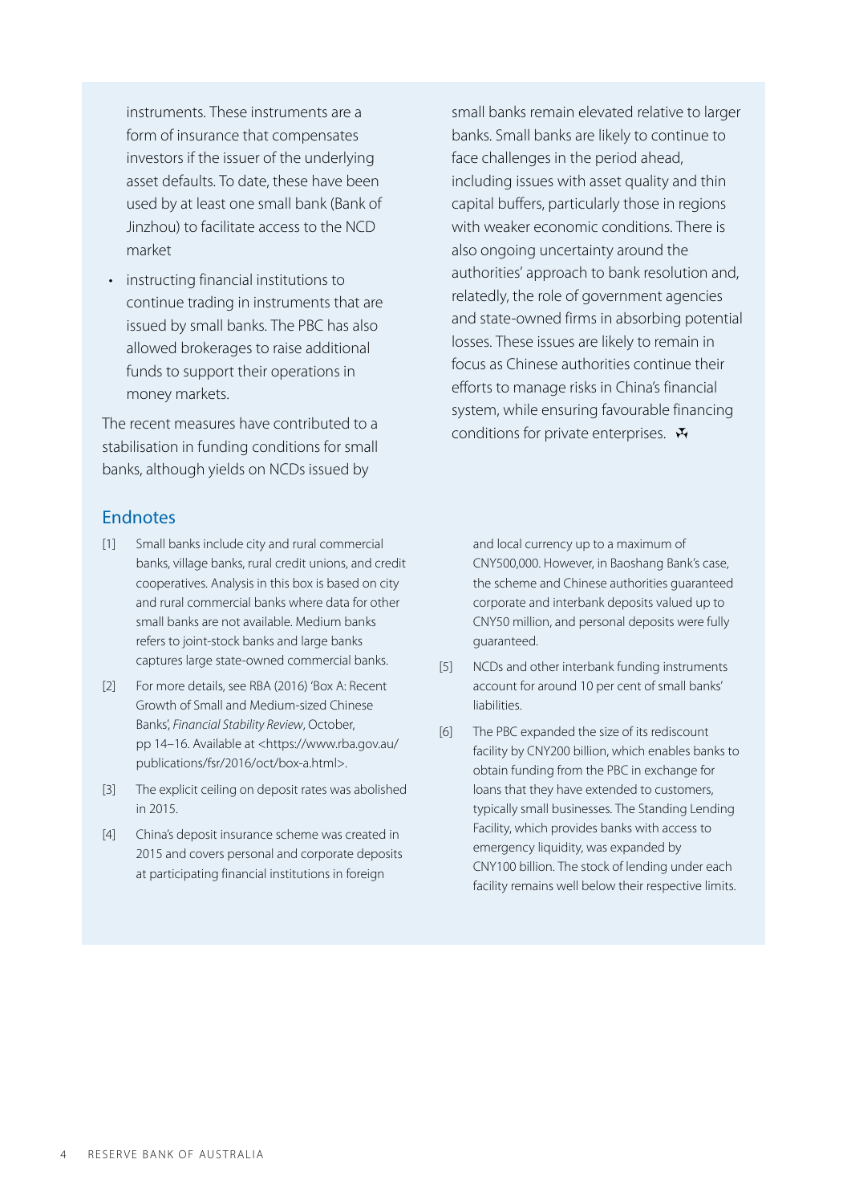instruments. These instruments are a form of insurance that compensates investors if the issuer of the underlying asset defaults. To date, these have been used by at least one small bank (Bank of Jinzhou) to facilitate access to the NCD market

- instructing financial institutions to continue trading in instruments that are issued by small banks. The PBC has also allowed brokerages to raise additional funds to support their operations in money markets.

The recent measures have contributed to a stabilisation in funding conditions for small banks, although yields on NCDs issued by small banks remain elevated relative to larger banks. Small banks are likely to continue to face challenges in the period ahead, including issues with asset quality and thin capital buffers, particularly those in regions with weaker economic conditions. There is also ongoing uncertainty around the authorities' approach to bank resolution and, relatedly, the role of government agencies and state-owned firms in absorbing potential losses. These issues are likely to remain in focus as Chinese authorities continue their efforts to manage risks in China's financial system, while ensuring favourable financing conditions for private enterprises.

## Endnotes

[1] Small banks include city and rural commercial banks, village banks, rural credit unions, and credit cooperatives. Analysis in this box is based on city and rural commercial banks where data for other small banks are not available. Medium banks refers to joint-stock banks and large banks captures large state-owned commercial banks.

[2] For more details, see RBA (2016) 'Box A: Recent Growth of Small and Medium-sized Chinese Banks', *Financial Stability Review*, October, pp 14–16. Available at <https://www.rba.gov.au/publications/fsr/2016/oct/box-a.html>.

[3] The explicit ceiling on deposit rates was abolished in 2015.

[4] China's deposit insurance scheme was created in 2015 and covers personal and corporate deposits at participating financial institutions in foreign and local currency up to a maximum of CNY500,000. However, in Baoshang Bank's case, the scheme and Chinese authorities guaranteed corporate and interbank deposits valued up to CNY50 million, and personal deposits were fully guaranteed.

[5] NCDs and other interbank funding instruments account for around 10 per cent of small banks' liabilities.

[6] The PBC expanded the size of its rediscount facility by CNY200 billion, which enables banks to obtain funding from the PBC in exchange for loans that they have extended to customers, typically small businesses. The Standing Lending Facility, which provides banks with access to emergency liquidity, was expanded by CNY100 billion. The stock of lending under each facility remains well below their respective limits.